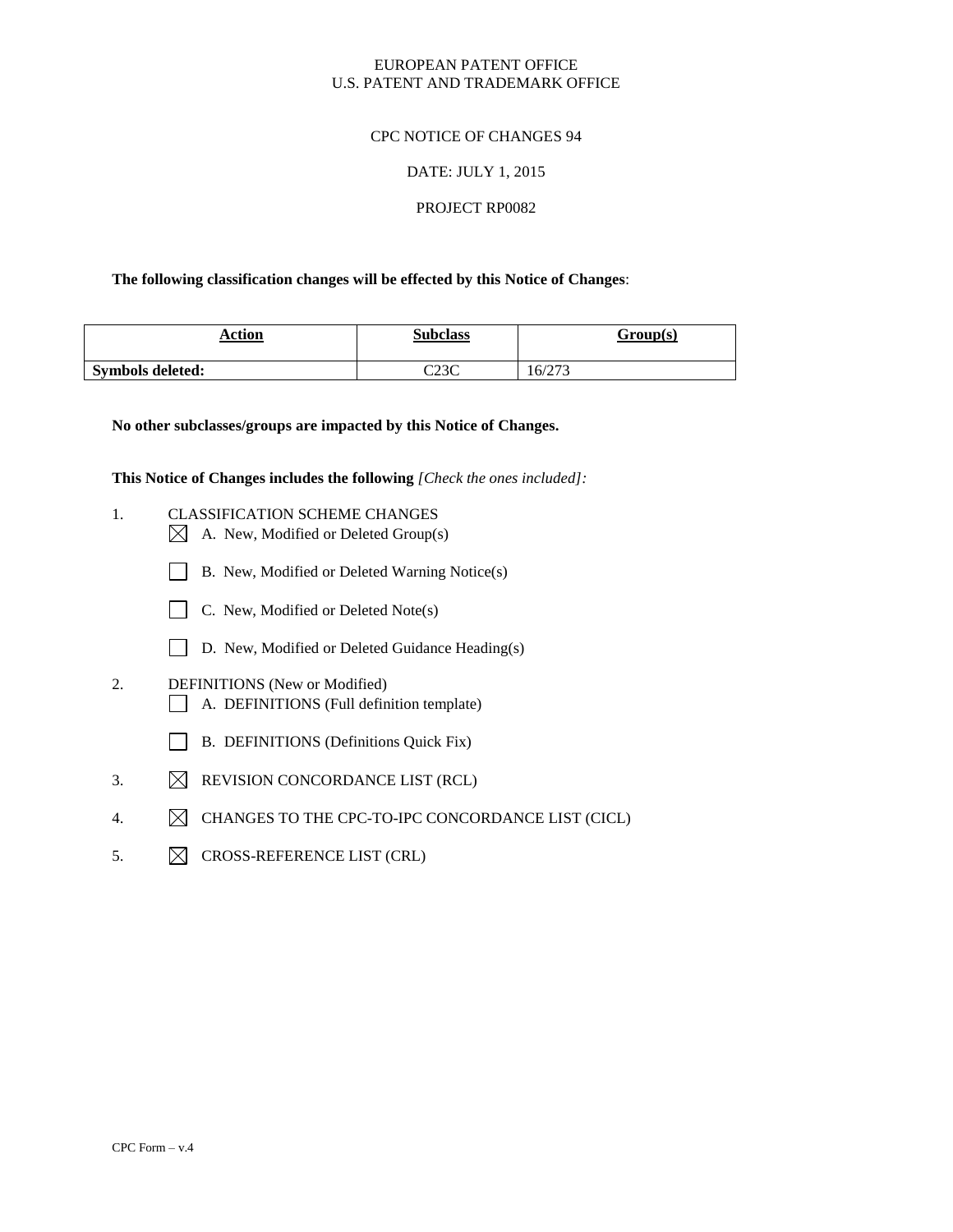EUROPEAN PATENT OFFICE
U.S. PATENT AND TRADEMARK OFFICE

CPC NOTICE OF CHANGES 94

DATE: JULY 1, 2015

PROJECT RP0082

**The following classification changes will be effected by this Notice of Changes**:

| Action | Subclass | Group(s) |
|---|---|---|
| **Symbols deleted:** | C23C | 16/273 |

**No other subclasses/groups are impacted by this Notice of Changes.**

**This Notice of Changes includes the following** *[Check the ones included]:*

1. CLASSIFICATION SCHEME CHANGES
   - [X] A. New, Modified or Deleted Group(s)
   - [ ] B. New, Modified or Deleted Warning Notice(s)
   - [ ] C. New, Modified or Deleted Note(s)
   - [ ] D. New, Modified or Deleted Guidance Heading(s)
2. DEFINITIONS (New or Modified)
   - [ ] A. DEFINITIONS (Full definition template)
   - [ ] B. DEFINITIONS (Definitions Quick Fix)
3. [X] REVISION CONCORDANCE LIST (RCL)
4. [X] CHANGES TO THE CPC-TO-IPC CONCORDANCE LIST (CICL)
5. [X] CROSS-REFERENCE LIST (CRL)

CPC Form – v.4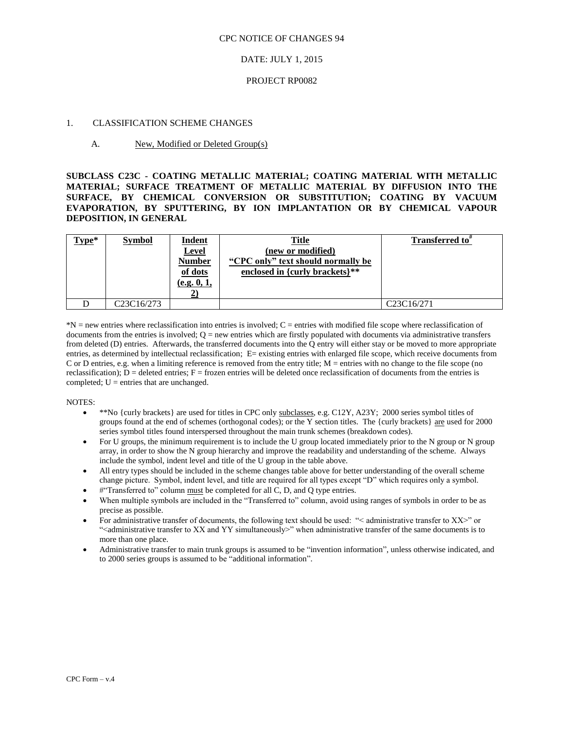CPC NOTICE OF CHANGES 94

DATE: JULY 1, 2015

PROJECT RP0082

1. CLASSIFICATION SCHEME CHANGES

A. New, Modified or Deleted Group(s)

**SUBCLASS C23C - COATING METALLIC MATERIAL; COATING MATERIAL WITH METALLIC MATERIAL; SURFACE TREATMENT OF METALLIC MATERIAL BY DIFFUSION INTO THE SURFACE, BY CHEMICAL CONVERSION OR SUBSTITUTION; COATING BY VACUUM EVAPORATION, BY SPUTTERING, BY ION IMPLANTATION OR BY CHEMICAL VAPOUR DEPOSITION, IN GENERAL**

| Type* | Symbol | Indent Level Number of dots (e.g. 0, 1, 2) | Title (new or modified) "CPC only" text should normally be enclosed in {curly brackets}** | Transferred to# |
|---|---|---|---|---|
| D | C23C16/273 | | | C23C16/271 |

*N = new entries where reclassification into entries is involved; C = entries with modified file scope where reclassification of documents from the entries is involved; Q = new entries which are firstly populated with documents via administrative transfers from deleted (D) entries. Afterwards, the transferred documents into the Q entry will either stay or be moved to more appropriate entries, as determined by intellectual reclassification; E= existing entries with enlarged file scope, which receive documents from C or D entries, e.g. when a limiting reference is removed from the entry title; M = entries with no change to the file scope (no reclassification); D = deleted entries; F = frozen entries will be deleted once reclassification of documents from the entries is completed; U = entries that are unchanged.

NOTES:

- **No {curly brackets} are used for titles in CPC only subclasses, e.g. C12Y, A23Y; 2000 series symbol titles of groups found at the end of schemes (orthogonal codes); or the Y section titles. The {curly brackets} are used for 2000 series symbol titles found interspersed throughout the main trunk schemes (breakdown codes).
- For U groups, the minimum requirement is to include the U group located immediately prior to the N group or N group array, in order to show the N group hierarchy and improve the readability and understanding of the scheme. Always include the symbol, indent level and title of the U group in the table above.
- All entry types should be included in the scheme changes table above for better understanding of the overall scheme change picture. Symbol, indent level, and title are required for all types except "D" which requires only a symbol.
- #"Transferred to" column must be completed for all C, D, and Q type entries.
- When multiple symbols are included in the "Transferred to" column, avoid using ranges of symbols in order to be as precise as possible.
- For administrative transfer of documents, the following text should be used: "< administrative transfer to XX>" or "<administrative transfer to XX and YY simultaneously>" when administrative transfer of the same documents is to more than one place.
- Administrative transfer to main trunk groups is assumed to be "invention information", unless otherwise indicated, and to 2000 series groups is assumed to be "additional information".

CPC Form – v.4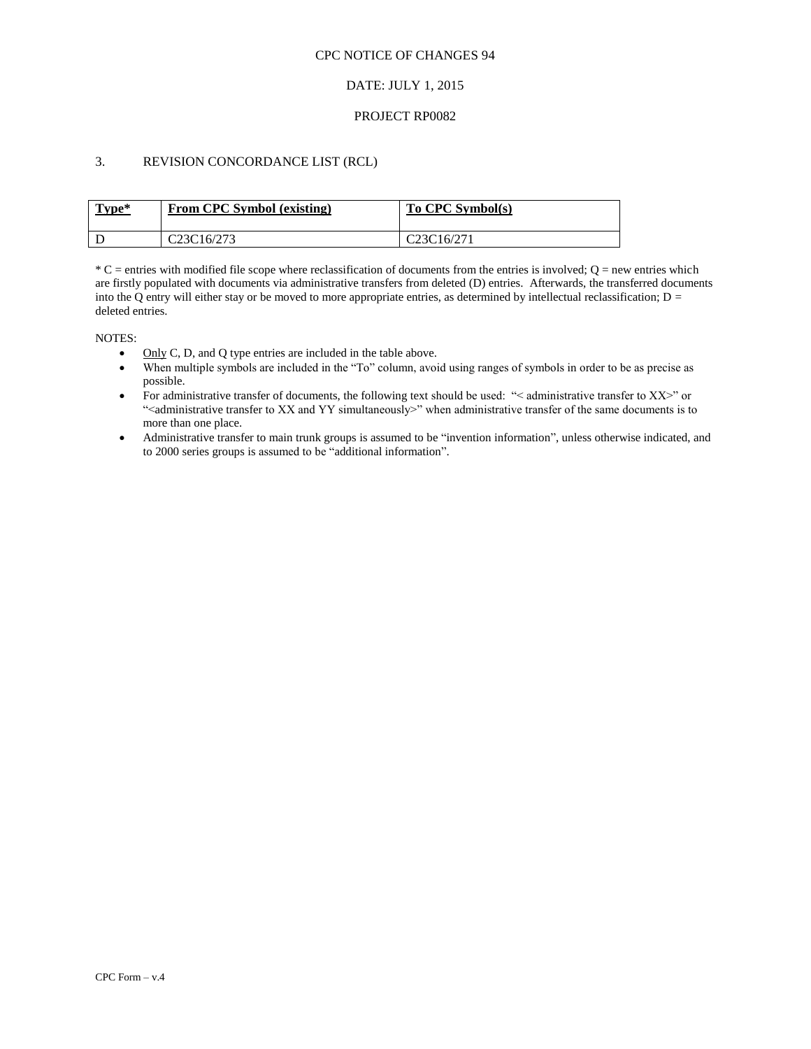CPC NOTICE OF CHANGES 94

DATE: JULY 1, 2015

PROJECT RP0082

## 3. REVISION CONCORDANCE LIST (RCL)

| **Type*** | **From CPC Symbol (existing)** | **To CPC Symbol(s)** |
|---|---|---|
| D | C23C16/273 | C23C16/271 |

* C = entries with modified file scope where reclassification of documents from the entries is involved; Q = new entries which are firstly populated with documents via administrative transfers from deleted (D) entries. Afterwards, the transferred documents into the Q entry will either stay or be moved to more appropriate entries, as determined by intellectual reclassification; D = deleted entries.

NOTES:

- Only C, D, and Q type entries are included in the table above.
- When multiple symbols are included in the "To" column, avoid using ranges of symbols in order to be as precise as possible.
- For administrative transfer of documents, the following text should be used: "< administrative transfer to XX>" or "<administrative transfer to XX and YY simultaneously>" when administrative transfer of the same documents is to more than one place.
- Administrative transfer to main trunk groups is assumed to be "invention information", unless otherwise indicated, and to 2000 series groups is assumed to be "additional information".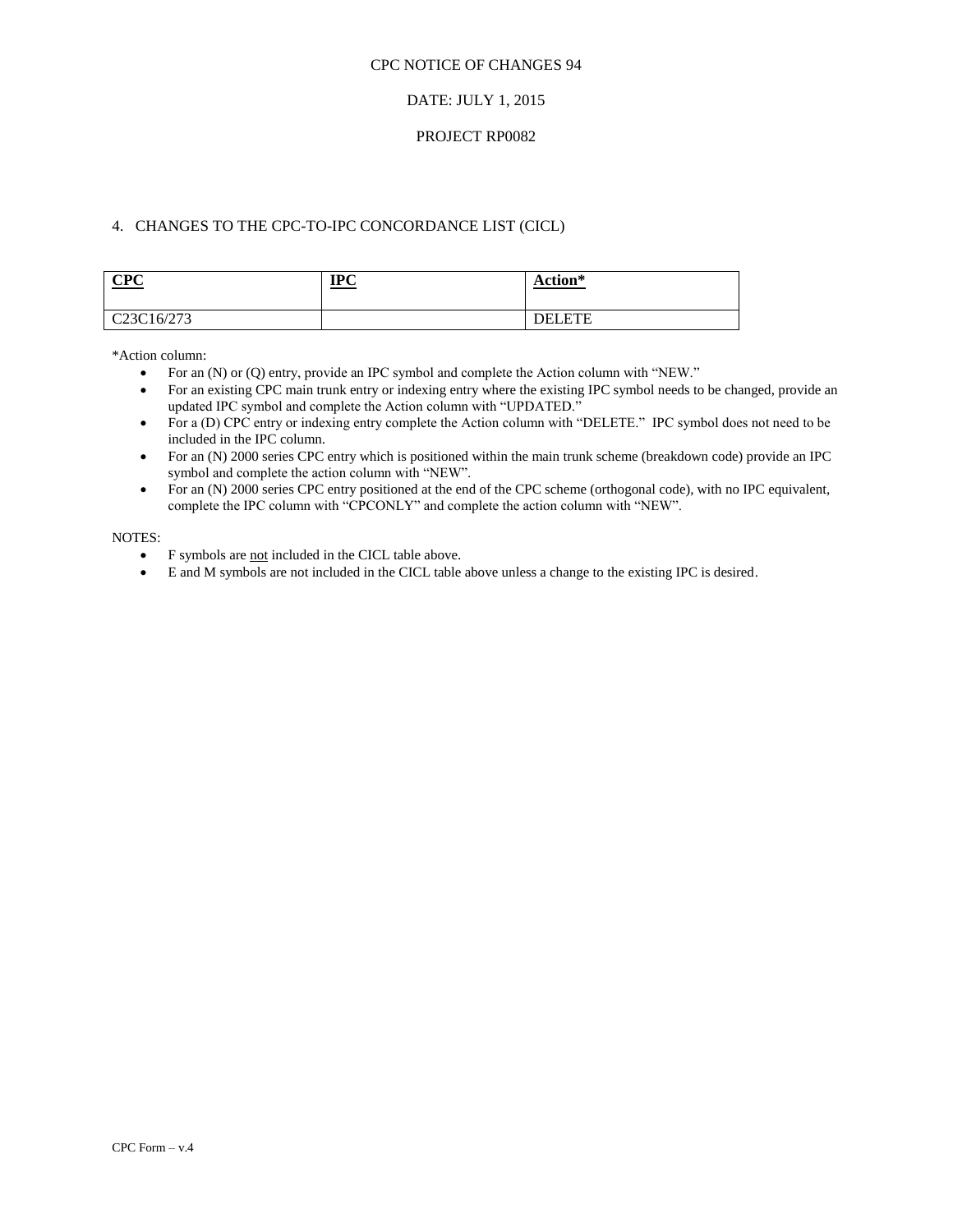CPC NOTICE OF CHANGES 94

DATE: JULY 1, 2015

PROJECT RP0082

## 4. CHANGES TO THE CPC-TO-IPC CONCORDANCE LIST (CICL)

| **CPC** | **IPC** | **Action*** |
|---|---|---|
| C23C16/273 | | DELETE |

*Action column:

- For an (N) or (Q) entry, provide an IPC symbol and complete the Action column with "NEW."
- For an existing CPC main trunk entry or indexing entry where the existing IPC symbol needs to be changed, provide an updated IPC symbol and complete the Action column with "UPDATED."
- For a (D) CPC entry or indexing entry complete the Action column with "DELETE." IPC symbol does not need to be included in the IPC column.
- For an (N) 2000 series CPC entry which is positioned within the main trunk scheme (breakdown code) provide an IPC symbol and complete the action column with "NEW".
- For an (N) 2000 series CPC entry positioned at the end of the CPC scheme (orthogonal code), with no IPC equivalent, complete the IPC column with "CPCONLY" and complete the action column with "NEW".

NOTES:

- F symbols are not included in the CICL table above.
- E and M symbols are not included in the CICL table above unless a change to the existing IPC is desired.

CPC Form – v.4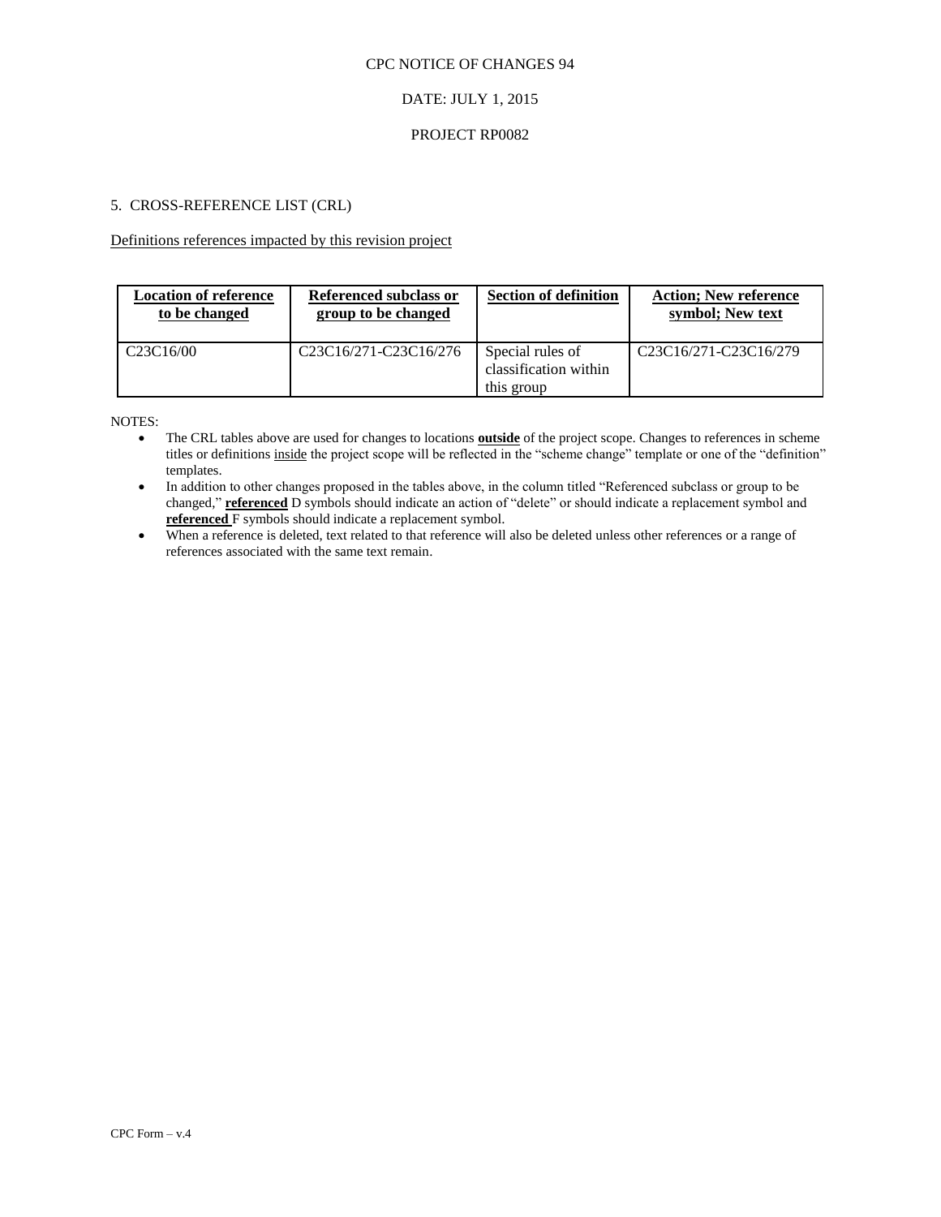CPC NOTICE OF CHANGES 94

DATE: JULY 1, 2015

PROJECT RP0082

5. CROSS-REFERENCE LIST (CRL)

Definitions references impacted by this revision project

| **Location of reference to be changed** | **Referenced subclass or group to be changed** | **Section of definition** | **Action; New reference symbol; New text** |
|---|---|---|---|
| C23C16/00 | C23C16/271-C23C16/276 | Special rules of classification within this group | C23C16/271-C23C16/279 |

NOTES:

- The CRL tables above are used for changes to locations **outside** of the project scope. Changes to references in scheme titles or definitions inside the project scope will be reflected in the "scheme change" template or one of the "definition" templates.
- In addition to other changes proposed in the tables above, in the column titled "Referenced subclass or group to be changed," **referenced** D symbols should indicate an action of "delete" or should indicate a replacement symbol and **referenced** F symbols should indicate a replacement symbol.
- When a reference is deleted, text related to that reference will also be deleted unless other references or a range of references associated with the same text remain.

CPC Form – v.4